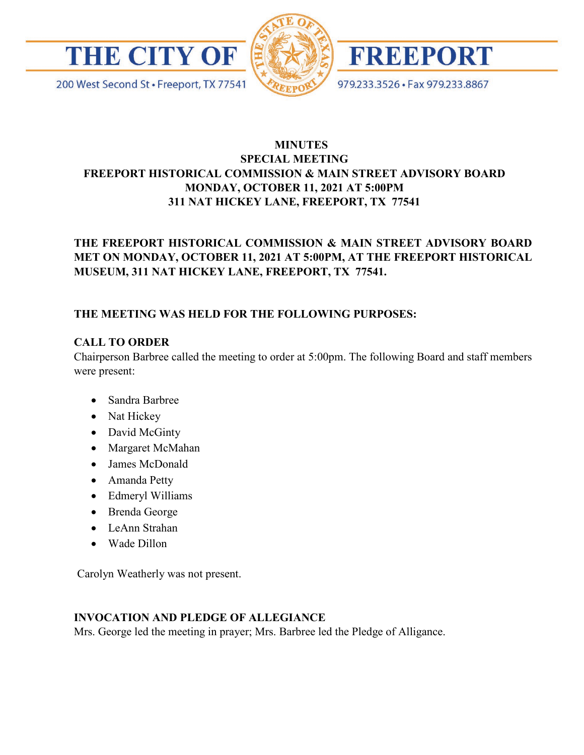**THE CITY OF FREEPORT**

200 West Second St • Freeport, TX 77541 • 979.233.3526 • Fax 979.233.8867

# MINUTES
## SPECIAL MEETING
## FREEPORT HISTORICAL COMMISSION & MAIN STREET ADVISORY BOARD
## MONDAY, OCTOBER 11, 2021 AT 5:00PM
## 311 NAT HICKEY LANE, FREEPORT, TX 77541

**THE FREEPORT HISTORICAL COMMISSION & MAIN STREET ADVISORY BOARD MET ON MONDAY, OCTOBER 11, 2021 AT 5:00PM, AT THE FREEPORT HISTORICAL MUSEUM, 311 NAT HICKEY LANE, FREEPORT, TX 77541.**

**THE MEETING WAS HELD FOR THE FOLLOWING PURPOSES:**

**CALL TO ORDER**

Chairperson Barbree called the meeting to order at 5:00pm. The following Board and staff members were present:

- Sandra Barbree
- Nat Hickey
- David McGinty
- Margaret McMahan
- James McDonald
- Amanda Petty
- Edmeryl Williams
- Brenda George
- LeAnn Strahan
- Wade Dillon

Carolyn Weatherly was not present.

**INVOCATION AND PLEDGE OF ALLEGIANCE**

Mrs. George led the meeting in prayer; Mrs. Barbree led the Pledge of Alligance.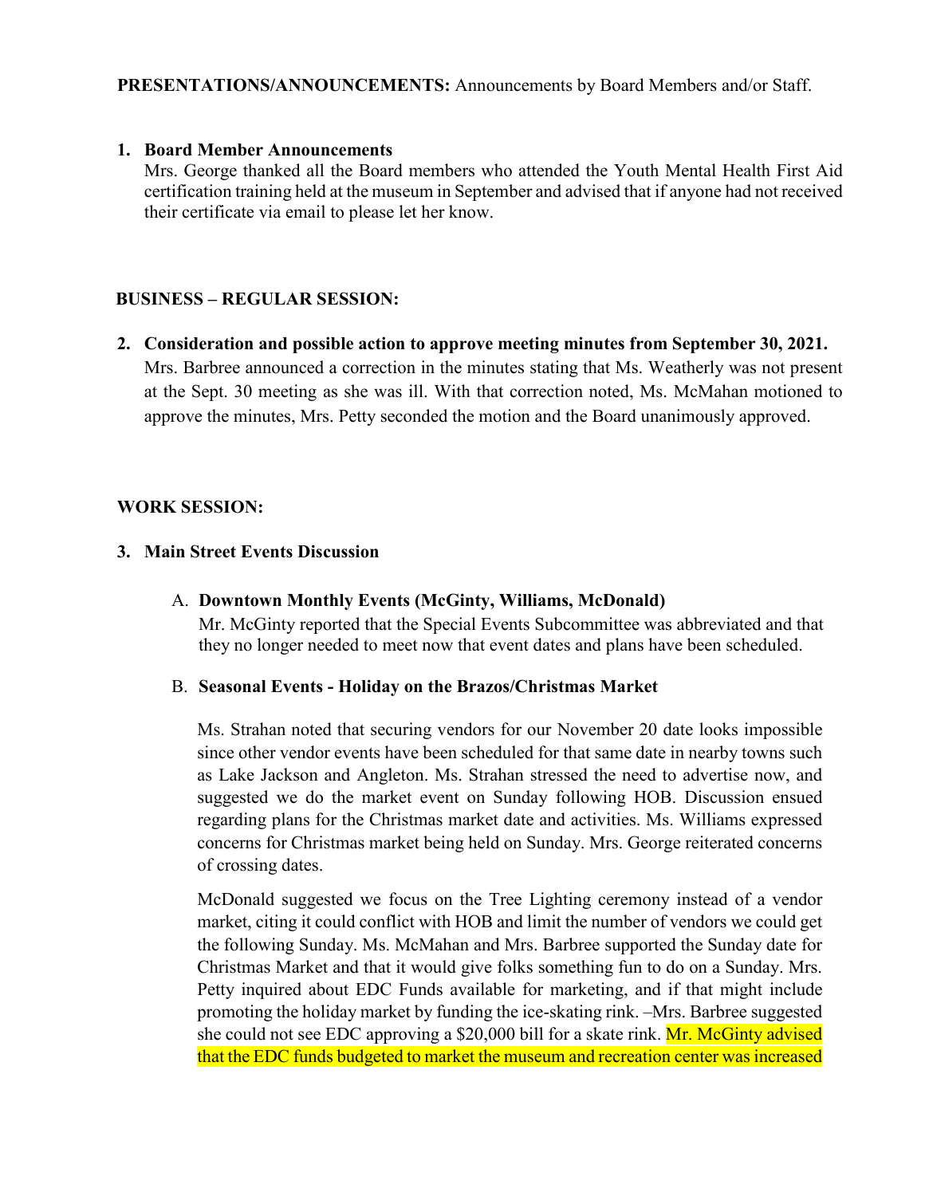**PRESENTATIONS/ANNOUNCEMENTS:** Announcements by Board Members and/or Staff.

1. **Board Member Announcements**
   Mrs. George thanked all the Board members who attended the Youth Mental Health First Aid certification training held at the museum in September and advised that if anyone had not received their certificate via email to please let her know.

**BUSINESS – REGULAR SESSION:**

2. **Consideration and possible action to approve meeting minutes from September 30, 2021.**
   Mrs. Barbree announced a correction in the minutes stating that Ms. Weatherly was not present at the Sept. 30 meeting as she was ill. With that correction noted, Ms. McMahan motioned to approve the minutes, Mrs. Petty seconded the motion and the Board unanimously approved.

**WORK SESSION:**

3. **Main Street Events Discussion**

   A. **Downtown Monthly Events (McGinty, Williams, McDonald)**
   Mr. McGinty reported that the Special Events Subcommittee was abbreviated and that they no longer needed to meet now that event dates and plans have been scheduled.

   B. **Seasonal Events - Holiday on the Brazos/Christmas Market**

   Ms. Strahan noted that securing vendors for our November 20 date looks impossible since other vendor events have been scheduled for that same date in nearby towns such as Lake Jackson and Angleton. Ms. Strahan stressed the need to advertise now, and suggested we do the market event on Sunday following HOB. Discussion ensued regarding plans for the Christmas market date and activities. Ms. Williams expressed concerns for Christmas market being held on Sunday. Mrs. George reiterated concerns of crossing dates.

   McDonald suggested we focus on the Tree Lighting ceremony instead of a vendor market, citing it could conflict with HOB and limit the number of vendors we could get the following Sunday. Ms. McMahan and Mrs. Barbree supported the Sunday date for Christmas Market and that it would give folks something fun to do on a Sunday. Mrs. Petty inquired about EDC Funds available for marketing, and if that might include promoting the holiday market by funding the ice-skating rink. –Mrs. Barbree suggested she could not see EDC approving a $20,000 bill for a skate rink. Mr. McGinty advised that the EDC funds budgeted to market the museum and recreation center was increased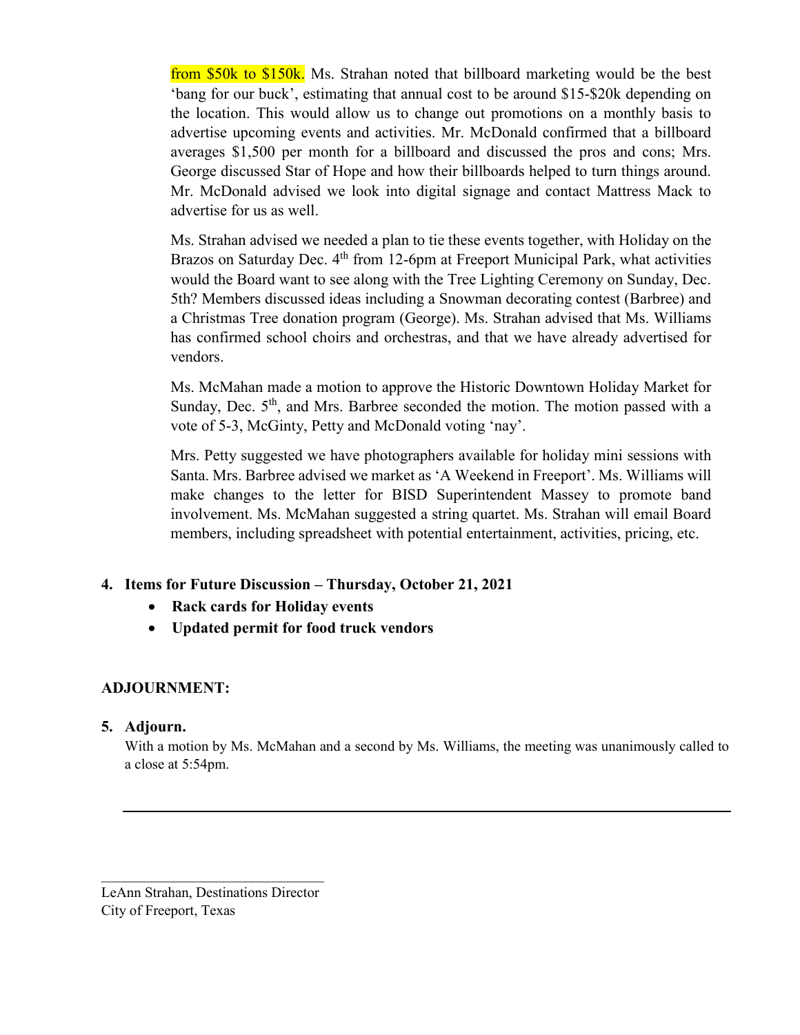from $50k to $150k. Ms. Strahan noted that billboard marketing would be the best 'bang for our buck', estimating that annual cost to be around $15-$20k depending on the location. This would allow us to change out promotions on a monthly basis to advertise upcoming events and activities. Mr. McDonald confirmed that a billboard averages $1,500 per month for a billboard and discussed the pros and cons; Mrs. George discussed Star of Hope and how their billboards helped to turn things around. Mr. McDonald advised we look into digital signage and contact Mattress Mack to advertise for us as well.

Ms. Strahan advised we needed a plan to tie these events together, with Holiday on the Brazos on Saturday Dec. 4th from 12-6pm at Freeport Municipal Park, what activities would the Board want to see along with the Tree Lighting Ceremony on Sunday, Dec. 5th? Members discussed ideas including a Snowman decorating contest (Barbree) and a Christmas Tree donation program (George). Ms. Strahan advised that Ms. Williams has confirmed school choirs and orchestras, and that we have already advertised for vendors.

Ms. McMahan made a motion to approve the Historic Downtown Holiday Market for Sunday, Dec. 5th, and Mrs. Barbree seconded the motion. The motion passed with a vote of 5-3, McGinty, Petty and McDonald voting 'nay'.

Mrs. Petty suggested we have photographers available for holiday mini sessions with Santa. Mrs. Barbree advised we market as 'A Weekend in Freeport'. Ms. Williams will make changes to the letter for BISD Superintendent Massey to promote band involvement. Ms. McMahan suggested a string quartet. Ms. Strahan will email Board members, including spreadsheet with potential entertainment, activities, pricing, etc.

**4. Items for Future Discussion – Thursday, October 21, 2021**

- **Rack cards for Holiday events**
- **Updated permit for food truck vendors**

**ADJOURNMENT:**

**5. Adjourn.**

With a motion by Ms. McMahan and a second by Ms. Williams, the meeting was unanimously called to a close at 5:54pm.

---

______________________________

LeAnn Strahan, Destinations Director
City of Freeport, Texas